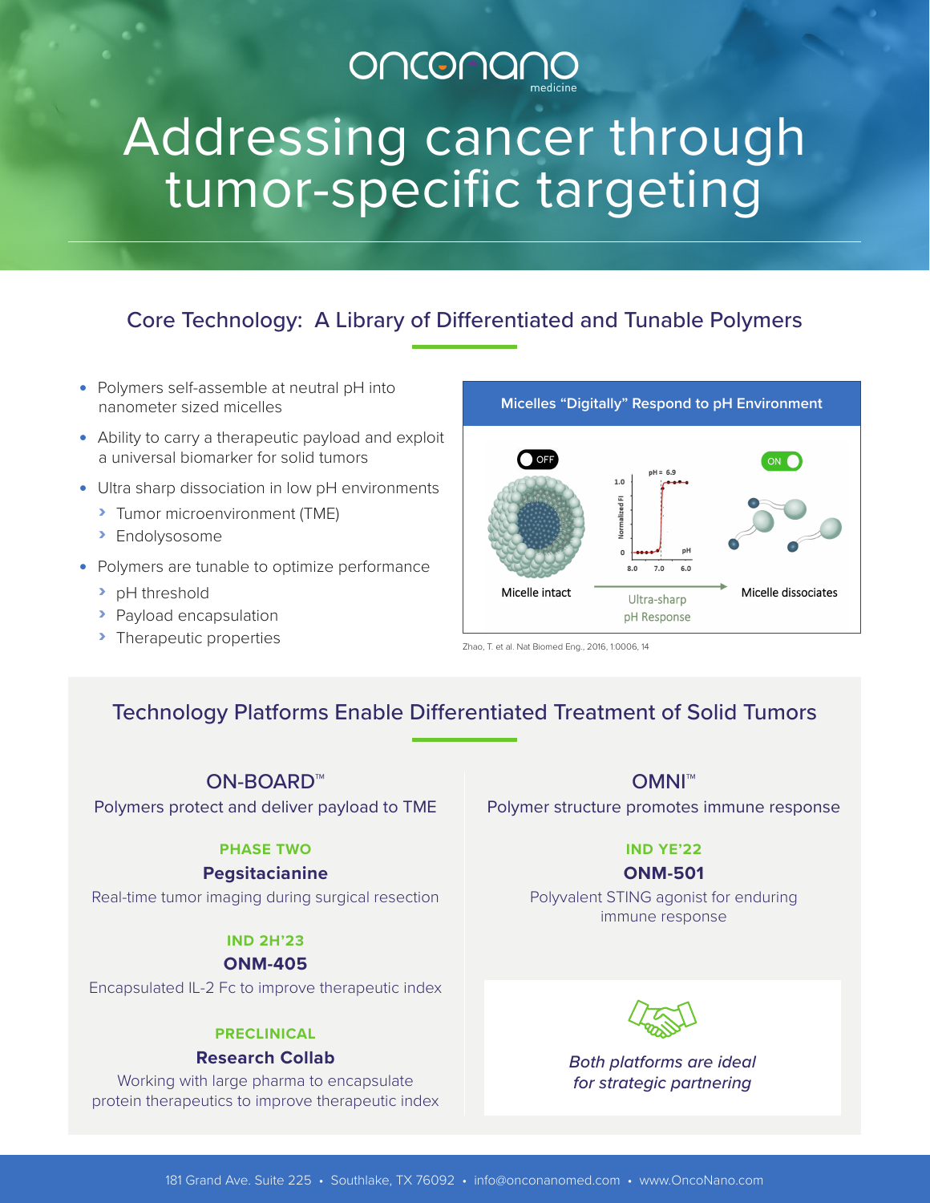onconano
medicine

# Addressing cancer through tumor-specific targeting

## Core Technology: A Library of Differentiated and Tunable Polymers

- Polymers self-assemble at neutral pH into nanometer sized micelles
- Ability to carry a therapeutic payload and exploit a universal biomarker for solid tumors
- Ultra sharp dissociation in low pH environments
  - Tumor microenvironment (TME)
  - Endolysosome
- Polymers are tunable to optimize performance
  - pH threshold
  - Payload encapsulation
  - Therapeutic properties

**Micelles "Digitally" Respond to pH Environment**

OFF

ON

pH = 6.9

1.0

Normalized FI

0

pH

8.0 7.0 6.0

Micelle intact

Ultra-sharp pH Response

Micelle dissociates

Zhao, T. et al. Nat Biomed Eng., 2016, 1:0006, 14

## Technology Platforms Enable Differentiated Treatment of Solid Tumors

### ON-BOARD™

Polymers protect and deliver payload to TME

**PHASE TWO**

**Pegsitacianine**

Real-time tumor imaging during surgical resection

**IND 2H'23**

**ONM-405**

Encapsulated IL-2 Fc to improve therapeutic index

**PRECLINICAL**

**Research Collab**

Working with large pharma to encapsulate protein therapeutics to improve therapeutic index

### OMNI™

Polymer structure promotes immune response

**IND YE'22**

**ONM-501**

Polyvalent STING agonist for enduring immune response

*Both platforms are ideal for strategic partnering*

181 Grand Ave. Suite 225 • Southlake, TX 76092 • info@onconanomed.com • www.OncoNano.com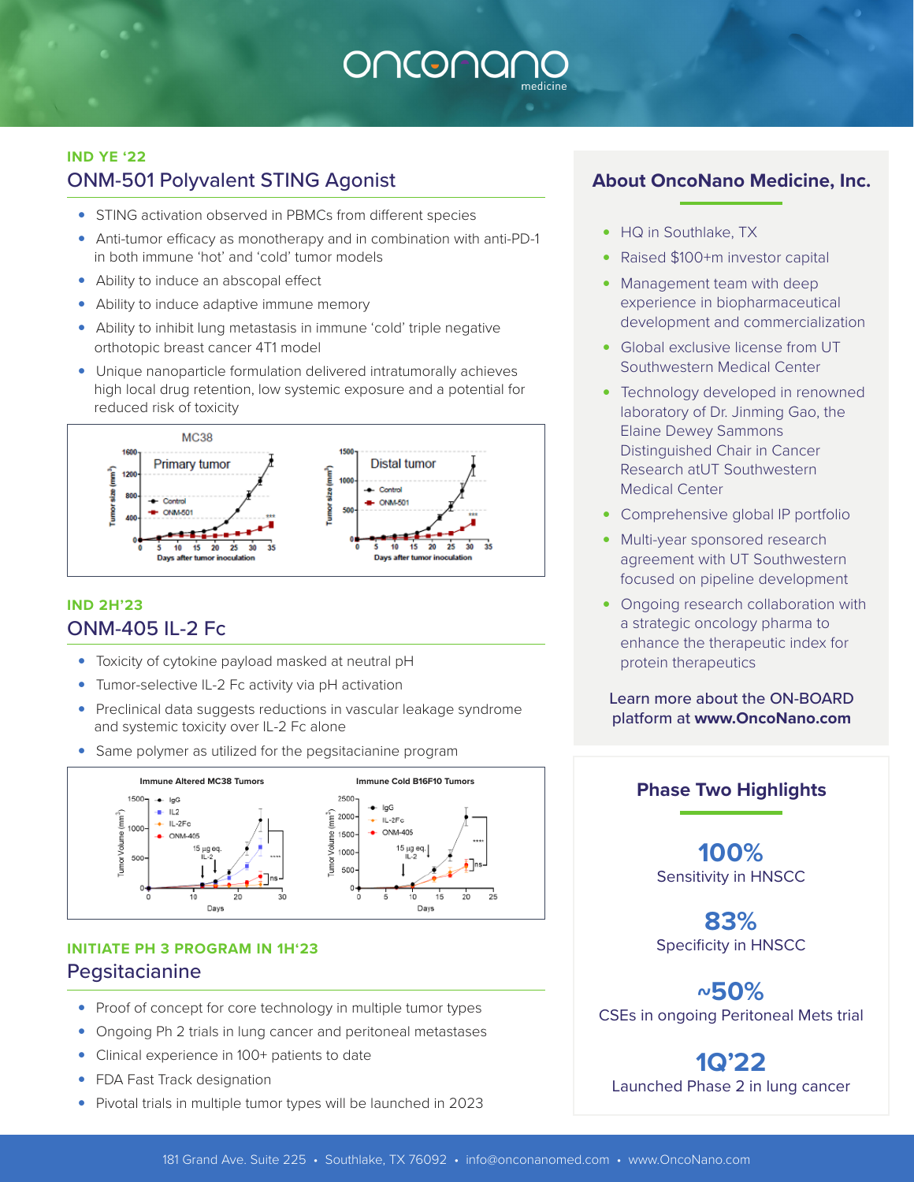oncongno medicine

IND YE '22

## ONM-501 Polyvalent STING Agonist

- STING activation observed in PBMCs from different species
- Anti-tumor efficacy as monotherapy and in combination with anti-PD-1 in both immune 'hot' and 'cold' tumor models
- Ability to induce an abscopal effect
- Ability to induce adaptive immune memory
- Ability to inhibit lung metastasis in immune 'cold' triple negative orthotopic breast cancer 4T1 model
- Unique nanoparticle formulation delivered intratumorally achieves high local drug retention, low systemic exposure and a potential for reduced risk of toxicity

MC38

Primary tumor
Tumor size (mm³)
1600
1200
800
400
0
Control
ONM-501
***
0 5 10 15 20 25 30 35
Days after tumor inoculation

Distal tumor
Tumor size (mm³)
1500
1000
500
0
Control
ONM-501
***
0 5 10 15 20 25 30 35
Days after tumor inoculation

IND 2H'23

## ONM-405 IL-2 Fc

- Toxicity of cytokine payload masked at neutral pH
- Tumor-selective IL-2 Fc activity via pH activation
- Preclinical data suggests reductions in vascular leakage syndrome and systemic toxicity over IL-2 Fc alone
- Same polymer as utilized for the pegsitacianine program

Immune Altered MC38 Tumors
Tumor Volume (mm³)
1500
1000
500
0
IgG
IL2
IL-2Fc
ONM-405
15 µg eq. IL-2
****
ns
0 10 20 30
Days

Immune Cold B16F10 Tumors
Tumor Volume (mm³)
2500
2000
1500
1000
500
0
IgG
IL-2Fc
ONM-405
15 µg eq. IL-2
****
ns
0 5 10 15 20 25
Days

INITIATE PH 3 PROGRAM IN 1H'23

## Pegsitacianine

- Proof of concept for core technology in multiple tumor types
- Ongoing Ph 2 trials in lung cancer and peritoneal metastases
- Clinical experience in 100+ patients to date
- FDA Fast Track designation
- Pivotal trials in multiple tumor types will be launched in 2023

## About OncoNano Medicine, Inc.

- HQ in Southlake, TX
- Raised $100+m investor capital
- Management team with deep experience in biopharmaceutical development and commercialization
- Global exclusive license from UT Southwestern Medical Center
- Technology developed in renowned laboratory of Dr. Jinming Gao, the Elaine Dewey Sammons Distinguished Chair in Cancer Research atUT Southwestern Medical Center
- Comprehensive global IP portfolio
- Multi-year sponsored research agreement with UT Southwestern focused on pipeline development
- Ongoing research collaboration with a strategic oncology pharma to enhance the therapeutic index for protein therapeutics

Learn more about the ON-BOARD platform at **www.OncoNano.com**

## Phase Two Highlights

**100%**
Sensitivity in HNSCC

**83%**
Specificity in HNSCC

**~50%**
CSEs in ongoing Peritoneal Mets trial

**1Q'22**
Launched Phase 2 in lung cancer

181 Grand Ave. Suite 225 • Southlake, TX 76092 • info@onconanomed.com • www.OncoNano.com